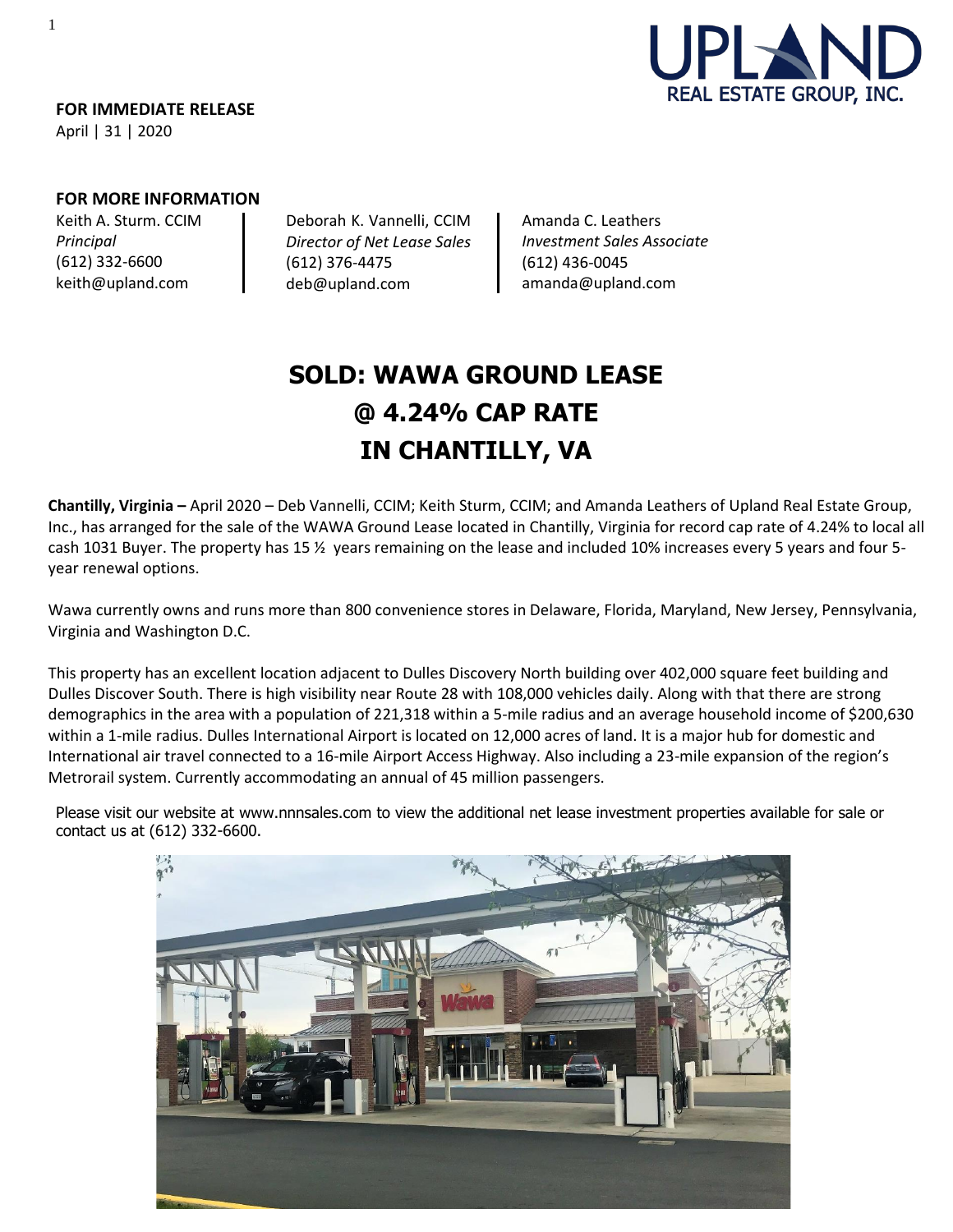**FOR IMMEDIATE RELEASE**
April | 31 | 2020

**FOR MORE INFORMATION**

Keith A. Sturm. CCIM
*Principal*
(612) 332-6600
keith@upland.com

Deborah K. Vannelli, CCIM
*Director of Net Lease Sales*
(612) 376-4475
deb@upland.com

Amanda C. Leathers
*Investment Sales Associate*
(612) 436-0045
amanda@upland.com

# SOLD: WAWA GROUND LEASE @ 4.24% CAP RATE IN CHANTILLY, VA

**Chantilly, Virginia –** April 2020 – Deb Vannelli, CCIM; Keith Sturm, CCIM; and Amanda Leathers of Upland Real Estate Group, Inc., has arranged for the sale of the WAWA Ground Lease located in Chantilly, Virginia for record cap rate of 4.24% to local all cash 1031 Buyer. The property has 15 ½ years remaining on the lease and included 10% increases every 5 years and four 5-year renewal options.

Wawa currently owns and runs more than 800 convenience stores in Delaware, Florida, Maryland, New Jersey, Pennsylvania, Virginia and Washington D.C.

This property has an excellent location adjacent to Dulles Discovery North building over 402,000 square feet building and Dulles Discover South. There is high visibility near Route 28 with 108,000 vehicles daily. Along with that there are strong demographics in the area with a population of 221,318 within a 5-mile radius and an average household income of $200,630 within a 1-mile radius. Dulles International Airport is located on 12,000 acres of land. It is a major hub for domestic and International air travel connected to a 16-mile Airport Access Highway. Also including a 23-mile expansion of the region's Metrorail system. Currently accommodating an annual of 45 million passengers.

Please visit our website at www.nnnsales.com to view the additional net lease investment properties available for sale or contact us at (612) 332-6600.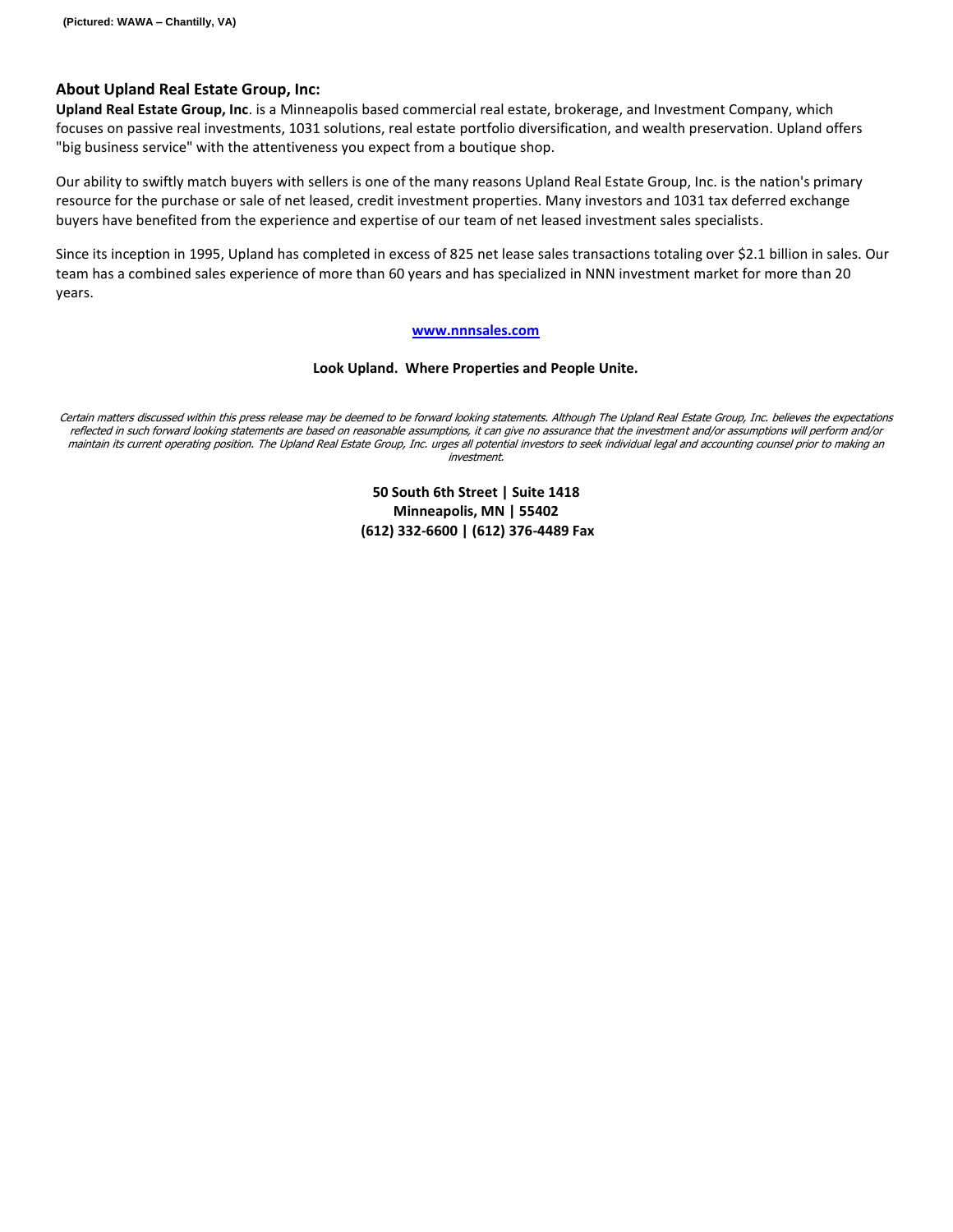**(Pictured: WAWA – Chantilly, VA)**

### About Upland Real Estate Group, Inc:

**Upland Real Estate Group, Inc**. is a Minneapolis based commercial real estate, brokerage, and Investment Company, which focuses on passive real investments, 1031 solutions, real estate portfolio diversification, and wealth preservation. Upland offers "big business service" with the attentiveness you expect from a boutique shop.

Our ability to swiftly match buyers with sellers is one of the many reasons Upland Real Estate Group, Inc. is the nation's primary resource for the purchase or sale of net leased, credit investment properties. Many investors and 1031 tax deferred exchange buyers have benefited from the experience and expertise of our team of net leased investment sales specialists.

Since its inception in 1995, Upland has completed in excess of 825 net lease sales transactions totaling over $2.1 billion in sales. Our team has a combined sales experience of more than 60 years and has specialized in NNN investment market for more than 20 years.

**[www.nnnsales.com](http://www.nnnsales.com)**

**Look Upland. Where Properties and People Unite.**

*Certain matters discussed within this press release may be deemed to be forward looking statements. Although The Upland Real Estate Group, Inc. believes the expectations reflected in such forward looking statements are based on reasonable assumptions, it can give no assurance that the investment and/or assumptions will perform and/or maintain its current operating position. The Upland Real Estate Group, Inc. urges all potential investors to seek individual legal and accounting counsel prior to making an investment.*

**50 South 6th Street | Suite 1418**
**Minneapolis, MN | 55402**
**(612) 332-6600 | (612) 376-4489 Fax**